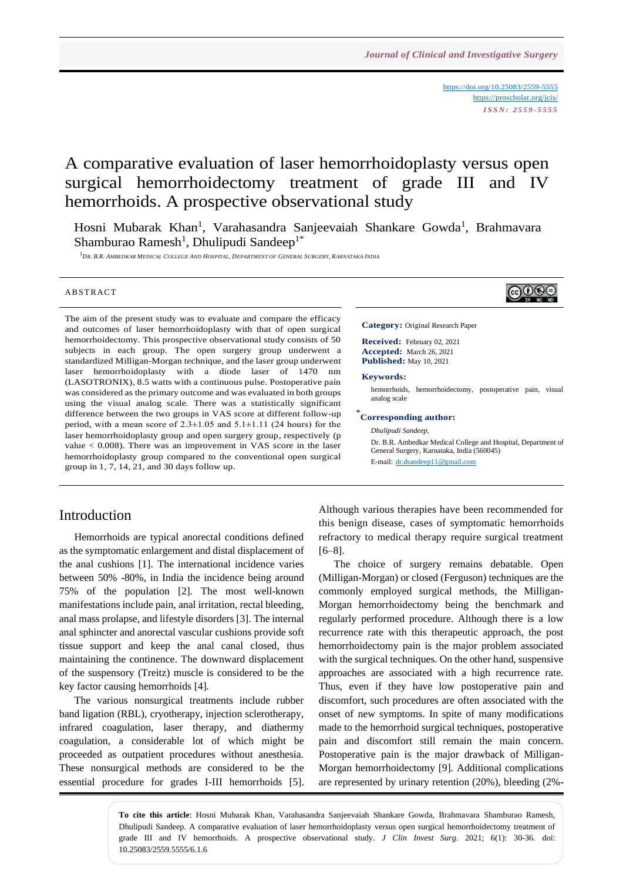https://doi.org/10.25083/2559-5555
https://proscholar.org/jcis/
*ISSN: 2559-5555*

# A comparative evaluation of laser hemorrhoidoplasty versus open surgical hemorrhoidectomy treatment of grade III and IV hemorrhoids. A prospective observational study

Hosni Mubarak Khan[1], Varahasandra Sanjeevaiah Shankare Gowda[1], Brahmavara Shamburao Ramesh[1], Dhulipudi Sandeep[1*]

[1]*Dr. B.R. Ambedkar Medical College And Hospital, Department of General Surgery, Karnataka India*

## ABSTRACT

The aim of the present study was to evaluate and compare the efficacy and outcomes of laser hemorrhoidoplasty with that of open surgical hemorrhoidectomy. This prospective observational study consists of 50 subjects in each group. The open surgery group underwent a standardized Milligan-Morgan technique, and the laser group underwent laser hemorrhoidoplasty with a diode laser of 1470 nm (LASOTRONIX), 8.5 watts with a continuous pulse. Postoperative pain was considered as the primary outcome and was evaluated in both groups using the visual analog scale. There was a statistically significant difference between the two groups in VAS score at different follow-up period, with a mean score of 2.3±1.05 and 5.1±1.11 (24 hours) for the laser hemorrhoidoplasty group and open surgery group, respectively (p value < 0.008). There was an improvement in VAS score in the laser hemorrhoidoplasty group compared to the conventional open surgical group in 1, 7, 14, 21, and 30 days follow up.

**Category:** Original Research Paper

**Received:** February 02, 2021
**Accepted:** March 26, 2021
**Published:** May 10, 2021

**Keywords:**
hemorrhoids, hemorrhoidectomy, postoperative pain, visual analog scale

***Corresponding author:**

*Dhulipudi Sandeep,*
Dr. B.R. Ambedkar Medical College and Hospital, Department of General Surgery, Karnataka, India (560045)
E-mail: dr.dsandeep11@gmail.com

## Introduction

Hemorrhoids are typical anorectal conditions defined as the symptomatic enlargement and distal displacement of the anal cushions [1]. The international incidence varies between 50% -80%, in India the incidence being around 75% of the population [2]. The most well-known manifestations include pain, anal irritation, rectal bleeding, anal mass prolapse, and lifestyle disorders [3]. The internal anal sphincter and anorectal vascular cushions provide soft tissue support and keep the anal canal closed, thus maintaining the continence. The downward displacement of the suspensory (Treitz) muscle is considered to be the key factor causing hemorrhoids [4].

The various nonsurgical treatments include rubber band ligation (RBL), cryotherapy, injection sclerotherapy, infrared coagulation, laser therapy, and diathermy coagulation, a considerable lot of which might be proceeded as outpatient procedures without anesthesia. These nonsurgical methods are considered to be the essential procedure for grades I-III hemorrhoids [5]. Although various therapies have been recommended for this benign disease, cases of symptomatic hemorrhoids refractory to medical therapy require surgical treatment [6–8].

The choice of surgery remains debatable. Open (Milligan-Morgan) or closed (Ferguson) techniques are the commonly employed surgical methods, the Milligan-Morgan hemorrhoidectomy being the benchmark and regularly performed procedure. Although there is a low recurrence rate with this therapeutic approach, the post hemorrhoidectomy pain is the major problem associated with the surgical techniques. On the other hand, suspensive approaches are associated with a high recurrence rate. Thus, even if they have low postoperative pain and discomfort, such procedures are often associated with the onset of new symptoms. In spite of many modifications made to the hemorrhoid surgical techniques, postoperative pain and discomfort still remain the main concern. Postoperative pain is the major drawback of Milligan-Morgan hemorrhoidectomy [9]. Additional complications are represented by urinary retention (20%), bleeding (2%-

**To cite this article**: Hosni Mubarak Khan, Varahasandra Sanjeevaiah Shankare Gowda, Brahmavara Shamburao Ramesh, Dhulipudi Sandeep. A comparative evaluation of laser hemorrhoidoplasty versus open surgical hemorrhoidectomy treatment of grade III and IV hemorrhoids. A prospective observational study. *J Clin Invest Surg*. 2021; 6(1): 30-36. doi: 10.25083/2559.5555/6.1.6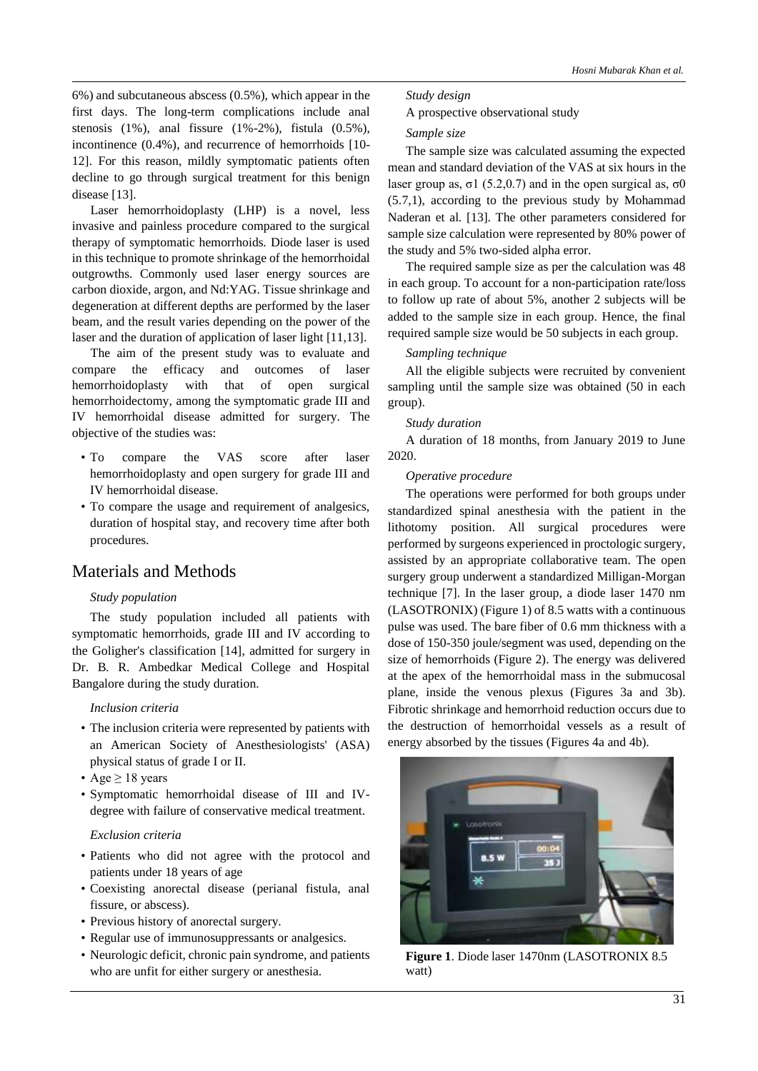6%) and subcutaneous abscess (0.5%), which appear in the first days. The long-term complications include anal stenosis (1%), anal fissure (1%-2%), fistula (0.5%), incontinence (0.4%), and recurrence of hemorrhoids [10-12]. For this reason, mildly symptomatic patients often decline to go through surgical treatment for this benign disease [13].

Laser hemorrhoidoplasty (LHP) is a novel, less invasive and painless procedure compared to the surgical therapy of symptomatic hemorrhoids. Diode laser is used in this technique to promote shrinkage of the hemorrhoidal outgrowths. Commonly used laser energy sources are carbon dioxide, argon, and Nd:YAG. Tissue shrinkage and degeneration at different depths are performed by the laser beam, and the result varies depending on the power of the laser and the duration of application of laser light [11,13].

The aim of the present study was to evaluate and compare the efficacy and outcomes of laser hemorrhoidoplasty with that of open surgical hemorrhoidectomy, among the symptomatic grade III and IV hemorrhoidal disease admitted for surgery. The objective of the studies was:

- To compare the VAS score after laser hemorrhoidoplasty and open surgery for grade III and IV hemorrhoidal disease.
- To compare the usage and requirement of analgesics, duration of hospital stay, and recovery time after both procedures.

## Materials and Methods

*Study population*

The study population included all patients with symptomatic hemorrhoids, grade III and IV according to the Goligher's classification [14], admitted for surgery in Dr. B. R. Ambedkar Medical College and Hospital Bangalore during the study duration.

*Inclusion criteria*

- The inclusion criteria were represented by patients with an American Society of Anesthesiologists' (ASA) physical status of grade I or II.
- Age ≥ 18 years
- Symptomatic hemorrhoidal disease of III and IV-degree with failure of conservative medical treatment.

*Exclusion criteria*

- Patients who did not agree with the protocol and patients under 18 years of age
- Coexisting anorectal disease (perianal fistula, anal fissure, or abscess).
- Previous history of anorectal surgery.
- Regular use of immunosuppressants or analgesics.
- Neurologic deficit, chronic pain syndrome, and patients who are unfit for either surgery or anesthesia.

*Study design*

A prospective observational study

*Sample size*

The sample size was calculated assuming the expected mean and standard deviation of the VAS at six hours in the laser group as, $\sigma 1$ (5.2,0.7) and in the open surgical as, $\sigma 0$ (5.7,1), according to the previous study by Mohammad Naderan et al. [13]. The other parameters considered for sample size calculation were represented by 80% power of the study and 5% two-sided alpha error.

The required sample size as per the calculation was 48 in each group. To account for a non-participation rate/loss to follow up rate of about 5%, another 2 subjects will be added to the sample size in each group. Hence, the final required sample size would be 50 subjects in each group.

*Sampling technique*

All the eligible subjects were recruited by convenient sampling until the sample size was obtained (50 in each group).

*Study duration*

A duration of 18 months, from January 2019 to June 2020.

*Operative procedure*

The operations were performed for both groups under standardized spinal anesthesia with the patient in the lithotomy position. All surgical procedures were performed by surgeons experienced in proctologic surgery, assisted by an appropriate collaborative team. The open surgery group underwent a standardized Milligan-Morgan technique [7]. In the laser group, a diode laser 1470 nm (LASOTRONIX) (Figure 1) of 8.5 watts with a continuous pulse was used. The bare fiber of 0.6 mm thickness with a dose of 150-350 joule/segment was used, depending on the size of hemorrhoids (Figure 2). The energy was delivered at the apex of the hemorrhoidal mass in the submucosal plane, inside the venous plexus (Figures 3a and 3b). Fibrotic shrinkage and hemorrhoid reduction occurs due to the destruction of hemorrhoidal vessels as a result of energy absorbed by the tissues (Figures 4a and 4b).

**Figure 1**. Diode laser 1470nm (LASOTRONIX 8.5 watt)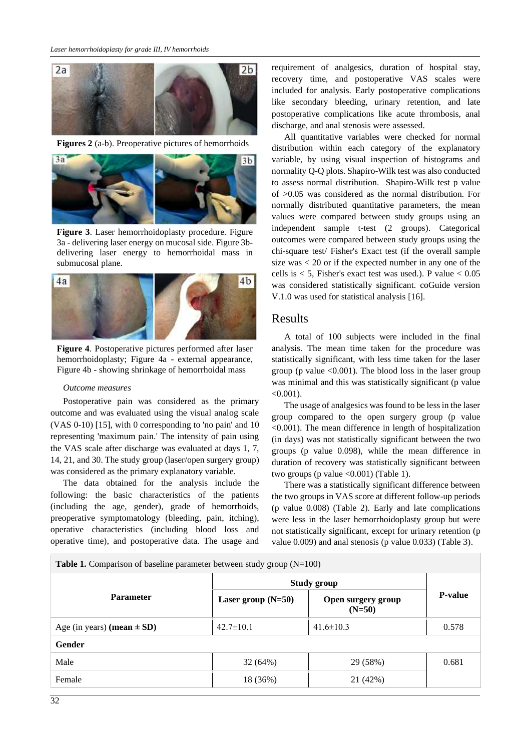**Figures 2** (a-b). Preoperative pictures of hemorrhoids

**Figure 3**. Laser hemorrhoidoplasty procedure. Figure 3a - delivering laser energy on mucosal side. Figure 3b- delivering laser energy to hemorrhoidal mass in submucosal plane.

**Figure 4**. Postoperative pictures performed after laser hemorrhoidoplasty; Figure 4a - external appearance, Figure 4b - showing shrinkage of hemorrhoidal mass

*Outcome measures*

Postoperative pain was considered as the primary outcome and was evaluated using the visual analog scale (VAS 0-10) [15], with 0 corresponding to 'no pain' and 10 representing 'maximum pain.' The intensity of pain using the VAS scale after discharge was evaluated at days 1, 7, 14, 21, and 30. The study group (laser/open surgery group) was considered as the primary explanatory variable.

The data obtained for the analysis include the following: the basic characteristics of the patients (including the age, gender), grade of hemorrhoids, preoperative symptomatology (bleeding, pain, itching), operative characteristics (including blood loss and operative time), and postoperative data. The usage and requirement of analgesics, duration of hospital stay, recovery time, and postoperative VAS scales were included for analysis. Early postoperative complications like secondary bleeding, urinary retention, and late postoperative complications like acute thrombosis, anal discharge, and anal stenosis were assessed.

All quantitative variables were checked for normal distribution within each category of the explanatory variable, by using visual inspection of histograms and normality Q-Q plots. Shapiro-Wilk test was also conducted to assess normal distribution. Shapiro-Wilk test p value of >0.05 was considered as the normal distribution. For normally distributed quantitative parameters, the mean values were compared between study groups using an independent sample t-test (2 groups). Categorical outcomes were compared between study groups using the chi-square test/ Fisher's Exact test (if the overall sample size was < 20 or if the expected number in any one of the cells is < 5, Fisher's exact test was used.). P value < 0.05 was considered statistically significant. coGuide version V.1.0 was used for statistical analysis [16].

## Results

A total of 100 subjects were included in the final analysis. The mean time taken for the procedure was statistically significant, with less time taken for the laser group (p value <0.001). The blood loss in the laser group was minimal and this was statistically significant (p value <0.001).

The usage of analgesics was found to be less in the laser group compared to the open surgery group (p value <0.001). The mean difference in length of hospitalization (in days) was not statistically significant between the two groups (p value 0.098), while the mean difference in duration of recovery was statistically significant between two groups (p value <0.001) (Table 1).

There was a statistically significant difference between the two groups in VAS score at different follow-up periods (p value 0.008) (Table 2). Early and late complications were less in the laser hemorrhoidoplasty group but were not statistically significant, except for urinary retention (p value 0.009) and anal stenosis (p value 0.033) (Table 3).

**Table 1.** Comparison of baseline parameter between study group (N=100)

| Parameter | Study group | | P-value |
|---|---|---|---|
| | Laser group (N=50) | Open surgery group (N=50) | |
| Age (in years) **(mean ± SD)** | 42.7±10.1 | 41.6±10.3 | 0.578 |
| **Gender** | | | |
| Male | 32 (64%) | 29 (58%) | 0.681 |
| Female | 18 (36%) | 21 (42%) | |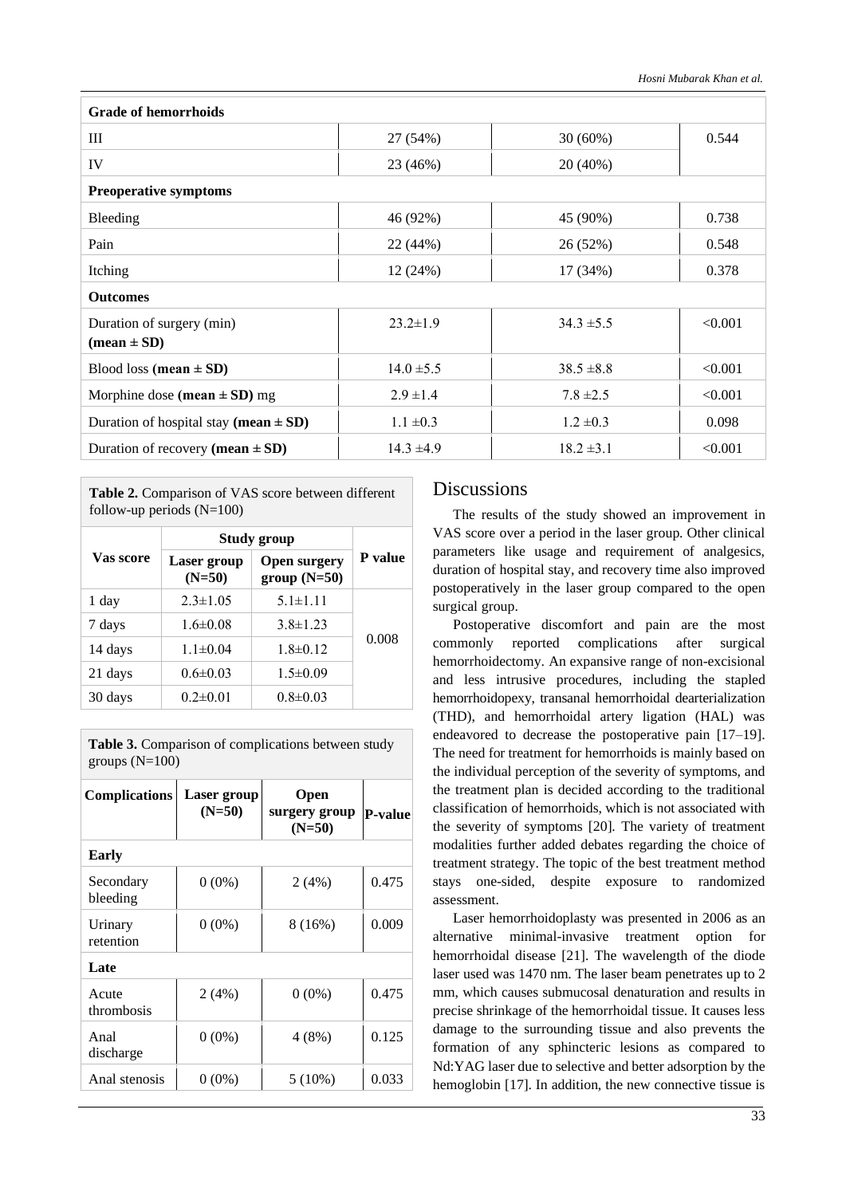| Grade of hemorrhoids | | | |
|---|---|---|---|
| III | 27 (54%) | 30 (60%) | 0.544 |
| IV | 23 (46%) | 20 (40%) | |
| **Preoperative symptoms** | | | |
| Bleeding | 46 (92%) | 45 (90%) | 0.738 |
| Pain | 22 (44%) | 26 (52%) | 0.548 |
| Itching | 12 (24%) | 17 (34%) | 0.378 |
| **Outcomes** | | | |
| Duration of surgery (min) **(mean ± SD)** | 23.2±1.9 | 34.3 ±5.5 | <0.001 |
| Blood loss **(mean ± SD)** | 14.0 ±5.5 | 38.5 ±8.8 | <0.001 |
| Morphine dose **(mean ± SD)** mg | 2.9 ±1.4 | 7.8 ±2.5 | <0.001 |
| Duration of hospital stay **(mean ± SD)** | 1.1 ±0.3 | 1.2 ±0.3 | 0.098 |
| Duration of recovery **(mean ± SD)** | 14.3 ±4.9 | 18.2 ±3.1 | <0.001 |

**Table 2.** Comparison of VAS score between different follow-up periods (N=100)

| Vas score | Study group | | P value |
|---|---|---|---|
| | Laser group (N=50) | Open surgery group (N=50) | |
| 1 day | 2.3±1.05 | 5.1±1.11 | 0.008 |
| 7 days | 1.6±0.08 | 3.8±1.23 | |
| 14 days | 1.1±0.04 | 1.8±0.12 | |
| 21 days | 0.6±0.03 | 1.5±0.09 | |
| 30 days | 0.2±0.01 | 0.8±0.03 | |

**Table 3.** Comparison of complications between study groups (N=100)

| Complications | Laser group (N=50) | Open surgery group (N=50) | P-value |
|---|---|---|---|
| **Early** | | | |
| Secondary bleeding | 0 (0%) | 2 (4%) | 0.475 |
| Urinary retention | 0 (0%) | 8 (16%) | 0.009 |
| **Late** | | | |
| Acute thrombosis | 2 (4%) | 0 (0%) | 0.475 |
| Anal discharge | 0 (0%) | 4 (8%) | 0.125 |
| Anal stenosis | 0 (0%) | 5 (10%) | 0.033 |

## Discussions

The results of the study showed an improvement in VAS score over a period in the laser group. Other clinical parameters like usage and requirement of analgesics, duration of hospital stay, and recovery time also improved postoperatively in the laser group compared to the open surgical group.

Postoperative discomfort and pain are the most commonly reported complications after surgical hemorrhoidectomy. An expansive range of non-excisional and less intrusive procedures, including the stapled hemorrhoidopexy, transanal hemorrhoidal dearterialization (THD), and hemorrhoidal artery ligation (HAL) was endeavored to decrease the postoperative pain [17–19]. The need for treatment for hemorrhoids is mainly based on the individual perception of the severity of symptoms, and the treatment plan is decided according to the traditional classification of hemorrhoids, which is not associated with the severity of symptoms [20]. The variety of treatment modalities further added debates regarding the choice of treatment strategy. The topic of the best treatment method stays one-sided, despite exposure to randomized assessment.

Laser hemorrhoidoplasty was presented in 2006 as an alternative minimal-invasive treatment option for hemorrhoidal disease [21]. The wavelength of the diode laser used was 1470 nm. The laser beam penetrates up to 2 mm, which causes submucosal denaturation and results in precise shrinkage of the hemorrhoidal tissue. It causes less damage to the surrounding tissue and also prevents the formation of any sphincteric lesions as compared to Nd:YAG laser due to selective and better adsorption by the hemoglobin [17]. In addition, the new connective tissue is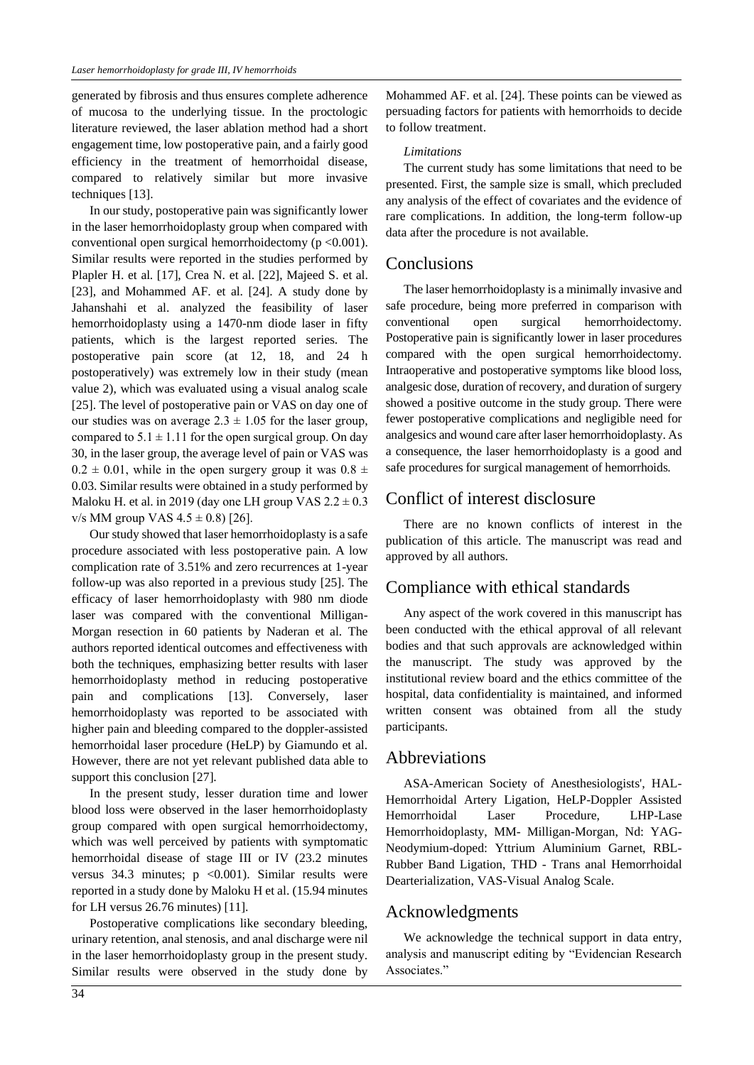generated by fibrosis and thus ensures complete adherence of mucosa to the underlying tissue. In the proctologic literature reviewed, the laser ablation method had a short engagement time, low postoperative pain, and a fairly good efficiency in the treatment of hemorrhoidal disease, compared to relatively similar but more invasive techniques [13].

In our study, postoperative pain was significantly lower in the laser hemorrhoidoplasty group when compared with conventional open surgical hemorrhoidectomy ($p < 0.001$). Similar results were reported in the studies performed by Plapler H. et al. [17], Crea N. et al. [22], Majeed S. et al. [23], and Mohammed AF. et al. [24]. A study done by Jahanshahi et al. analyzed the feasibility of laser hemorrhoidoplasty using a 1470-nm diode laser in fifty patients, which is the largest reported series. The postoperative pain score (at 12, 18, and 24 h postoperatively) was extremely low in their study (mean value 2), which was evaluated using a visual analog scale [25]. The level of postoperative pain or VAS on day one of our studies was on average $2.3 \pm 1.05$ for the laser group, compared to $5.1 \pm 1.11$ for the open surgical group. On day 30, in the laser group, the average level of pain or VAS was $0.2 \pm 0.01$, while in the open surgery group it was $0.8 \pm 0.03$. Similar results were obtained in a study performed by Maloku H. et al. in 2019 (day one LH group VAS $2.2 \pm 0.3$ v/s MM group VAS $4.5 \pm 0.8$) [26].

Our study showed that laser hemorrhoidoplasty is a safe procedure associated with less postoperative pain. A low complication rate of 3.51% and zero recurrences at 1-year follow-up was also reported in a previous study [25]. The efficacy of laser hemorrhoidoplasty with 980 nm diode laser was compared with the conventional Milligan-Morgan resection in 60 patients by Naderan et al. The authors reported identical outcomes and effectiveness with both the techniques, emphasizing better results with laser hemorrhoidoplasty method in reducing postoperative pain and complications [13]. Conversely, laser hemorrhoidoplasty was reported to be associated with higher pain and bleeding compared to the doppler-assisted hemorrhoidal laser procedure (HeLP) by Giamundo et al. However, there are not yet relevant published data able to support this conclusion [27].

In the present study, lesser duration time and lower blood loss were observed in the laser hemorrhoidoplasty group compared with open surgical hemorrhoidectomy, which was well perceived by patients with symptomatic hemorrhoidal disease of stage III or IV (23.2 minutes versus 34.3 minutes; $p < 0.001$). Similar results were reported in a study done by Maloku H et al. (15.94 minutes for LH versus 26.76 minutes) [11].

Postoperative complications like secondary bleeding, urinary retention, anal stenosis, and anal discharge were nil in the laser hemorrhoidoplasty group in the present study. Similar results were observed in the study done by Mohammed AF. et al. [24]. These points can be viewed as persuading factors for patients with hemorrhoids to decide to follow treatment.

*Limitations*

The current study has some limitations that need to be presented. First, the sample size is small, which precluded any analysis of the effect of covariates and the evidence of rare complications. In addition, the long-term follow-up data after the procedure is not available.

## Conclusions

The laser hemorrhoidoplasty is a minimally invasive and safe procedure, being more preferred in comparison with conventional open surgical hemorrhoidectomy. Postoperative pain is significantly lower in laser procedures compared with the open surgical hemorrhoidectomy. Intraoperative and postoperative symptoms like blood loss, analgesic dose, duration of recovery, and duration of surgery showed a positive outcome in the study group. There were fewer postoperative complications and negligible need for analgesics and wound care after laser hemorrhoidoplasty. As a consequence, the laser hemorrhoidoplasty is a good and safe procedures for surgical management of hemorrhoids.

## Conflict of interest disclosure

There are no known conflicts of interest in the publication of this article. The manuscript was read and approved by all authors.

## Compliance with ethical standards

Any aspect of the work covered in this manuscript has been conducted with the ethical approval of all relevant bodies and that such approvals are acknowledged within the manuscript. The study was approved by the institutional review board and the ethics committee of the hospital, data confidentiality is maintained, and informed written consent was obtained from all the study participants.

## Abbreviations

ASA-American Society of Anesthesiologists', HAL-Hemorrhoidal Artery Ligation, HeLP-Doppler Assisted Hemorrhoidal Laser Procedure, LHP-Lase Hemorrhoidoplasty, MM- Milligan-Morgan, Nd: YAG-Neodymium-doped: Yttrium Aluminium Garnet, RBL-Rubber Band Ligation, THD - Trans anal Hemorrhoidal Dearterialization, VAS-Visual Analog Scale.

## Acknowledgments

We acknowledge the technical support in data entry, analysis and manuscript editing by "Evidencian Research Associates."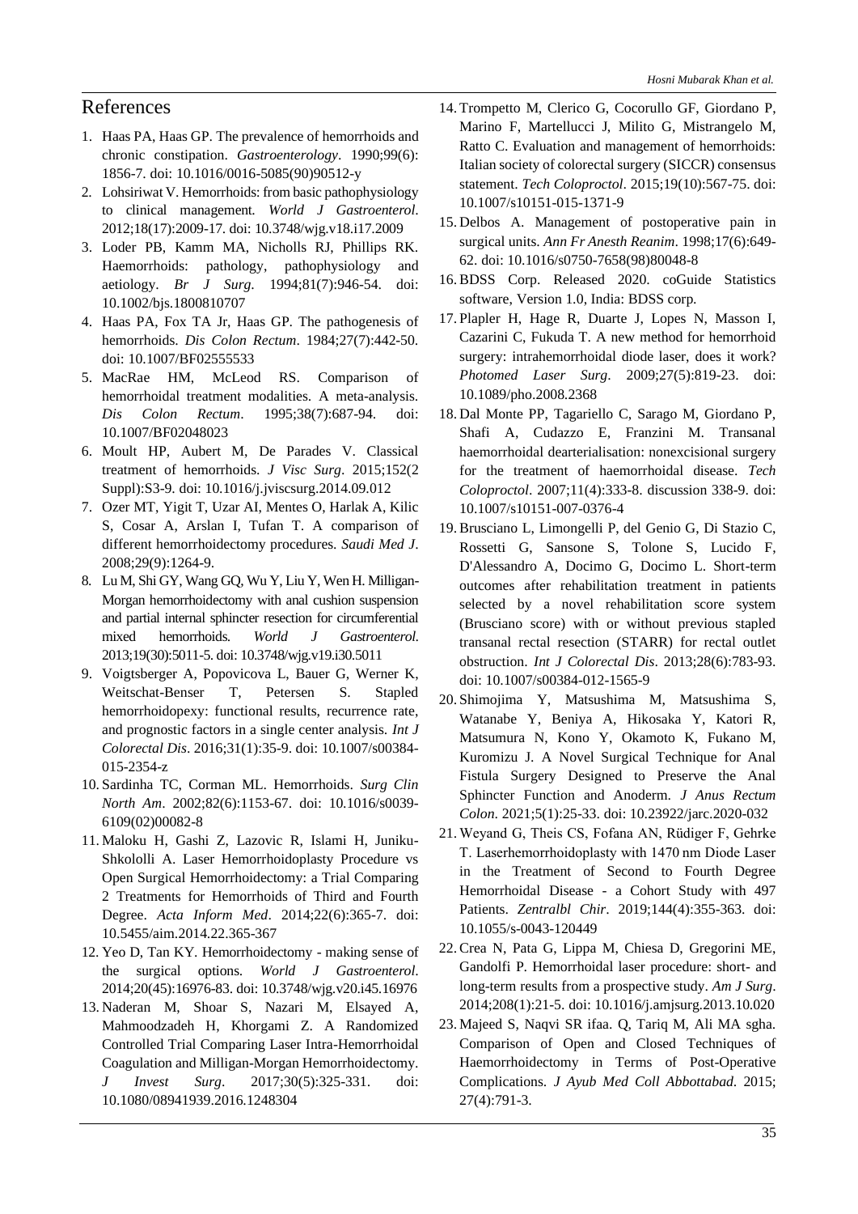## References

1. Haas PA, Haas GP. The prevalence of hemorrhoids and chronic constipation. *Gastroenterology*. 1990;99(6): 1856-7. doi: 10.1016/0016-5085(90)90512-y
2. Lohsiriwat V. Hemorrhoids: from basic pathophysiology to clinical management. *World J Gastroenterol*. 2012;18(17):2009-17. doi: 10.3748/wjg.v18.i17.2009
3. Loder PB, Kamm MA, Nicholls RJ, Phillips RK. Haemorrhoids: pathology, pathophysiology and aetiology. *Br J Surg*. 1994;81(7):946-54. doi: 10.1002/bjs.1800810707
4. Haas PA, Fox TA Jr, Haas GP. The pathogenesis of hemorrhoids. *Dis Colon Rectum*. 1984;27(7):442-50. doi: 10.1007/BF02555533
5. MacRae HM, McLeod RS. Comparison of hemorrhoidal treatment modalities. A meta-analysis. *Dis Colon Rectum*. 1995;38(7):687-94. doi: 10.1007/BF02048023
6. Moult HP, Aubert M, De Parades V. Classical treatment of hemorrhoids. *J Visc Surg*. 2015;152(2 Suppl):S3-9. doi: 10.1016/j.jviscsurg.2014.09.012
7. Ozer MT, Yigit T, Uzar AI, Mentes O, Harlak A, Kilic S, Cosar A, Arslan I, Tufan T. A comparison of different hemorrhoidectomy procedures. *Saudi Med J*. 2008;29(9):1264-9.
8. Lu M, Shi GY, Wang GQ, Wu Y, Liu Y, Wen H. Milligan-Morgan hemorrhoidectomy with anal cushion suspension and partial internal sphincter resection for circumferential mixed hemorrhoids. *World J Gastroenterol*. 2013;19(30):5011-5. doi: 10.3748/wjg.v19.i30.5011
9. Voigtsberger A, Popovicova L, Bauer G, Werner K, Weitschat-Benser T, Petersen S. Stapled hemorrhoidopexy: functional results, recurrence rate, and prognostic factors in a single center analysis. *Int J Colorectal Dis*. 2016;31(1):35-9. doi: 10.1007/s00384-015-2354-z
10. Sardinha TC, Corman ML. Hemorrhoids. *Surg Clin North Am*. 2002;82(6):1153-67. doi: 10.1016/s0039-6109(02)00082-8
11. Maloku H, Gashi Z, Lazovic R, Islami H, Juniku-Shkololli A. Laser Hemorrhoidoplasty Procedure vs Open Surgical Hemorrhoidectomy: a Trial Comparing 2 Treatments for Hemorrhoids of Third and Fourth Degree. *Acta Inform Med*. 2014;22(6):365-7. doi: 10.5455/aim.2014.22.365-367
12. Yeo D, Tan KY. Hemorrhoidectomy - making sense of the surgical options. *World J Gastroenterol*. 2014;20(45):16976-83. doi: 10.3748/wjg.v20.i45.16976
13. Naderan M, Shoar S, Nazari M, Elsayed A, Mahmoodzadeh H, Khorgami Z. A Randomized Controlled Trial Comparing Laser Intra-Hemorrhoidal Coagulation and Milligan-Morgan Hemorrhoidectomy. *J Invest Surg*. 2017;30(5):325-331. doi: 10.1080/08941939.2016.1248304
14. Trompetto M, Clerico G, Cocorullo GF, Giordano P, Marino F, Martellucci J, Milito G, Mistrangelo M, Ratto C. Evaluation and management of hemorrhoids: Italian society of colorectal surgery (SICCR) consensus statement. *Tech Coloproctol*. 2015;19(10):567-75. doi: 10.1007/s10151-015-1371-9
15. Delbos A. Management of postoperative pain in surgical units. *Ann Fr Anesth Reanim*. 1998;17(6):649-62. doi: 10.1016/s0750-7658(98)80048-8
16. BDSS Corp. Released 2020. coGuide Statistics software, Version 1.0, India: BDSS corp.
17. Plapler H, Hage R, Duarte J, Lopes N, Masson I, Cazarini C, Fukuda T. A new method for hemorrhoid surgery: intrahemorrhoidal diode laser, does it work? *Photomed Laser Surg*. 2009;27(5):819-23. doi: 10.1089/pho.2008.2368
18. Dal Monte PP, Tagariello C, Sarago M, Giordano P, Shafi A, Cudazzo E, Franzini M. Transanal haemorrhoidal dearterialisation: nonexcisional surgery for the treatment of haemorrhoidal disease. *Tech Coloproctol*. 2007;11(4):333-8. discussion 338-9. doi: 10.1007/s10151-007-0376-4
19. Brusciano L, Limongelli P, del Genio G, Di Stazio C, Rossetti G, Sansone S, Tolone S, Lucido F, D'Alessandro A, Docimo G, Docimo L. Short-term outcomes after rehabilitation treatment in patients selected by a novel rehabilitation score system (Brusciano score) with or without previous stapled transanal rectal resection (STARR) for rectal outlet obstruction. *Int J Colorectal Dis*. 2013;28(6):783-93. doi: 10.1007/s00384-012-1565-9
20. Shimojima Y, Matsushima M, Matsushima S, Watanabe Y, Beniya A, Hikosaka Y, Katori R, Matsumura N, Kono Y, Okamoto K, Fukano M, Kuromizu J. A Novel Surgical Technique for Anal Fistula Surgery Designed to Preserve the Anal Sphincter Function and Anoderm. *J Anus Rectum Colon*. 2021;5(1):25-33. doi: 10.23922/jarc.2020-032
21. Weyand G, Theis CS, Fofana AN, Rüdiger F, Gehrke T. Laserhemorrhoidoplasty with 1470 nm Diode Laser in the Treatment of Second to Fourth Degree Hemorrhoidal Disease - a Cohort Study with 497 Patients. *Zentralbl Chir*. 2019;144(4):355-363. doi: 10.1055/s-0043-120449
22. Crea N, Pata G, Lippa M, Chiesa D, Gregorini ME, Gandolfi P. Hemorrhoidal laser procedure: short- and long-term results from a prospective study. *Am J Surg*. 2014;208(1):21-5. doi: 10.1016/j.amjsurg.2013.10.020
23. Majeed S, Naqvi SR ifaa. Q, Tariq M, Ali MA sgha. Comparison of Open and Closed Techniques of Haemorrhoidectomy in Terms of Post-Operative Complications. *J Ayub Med Coll Abbottabad*. 2015; 27(4):791-3.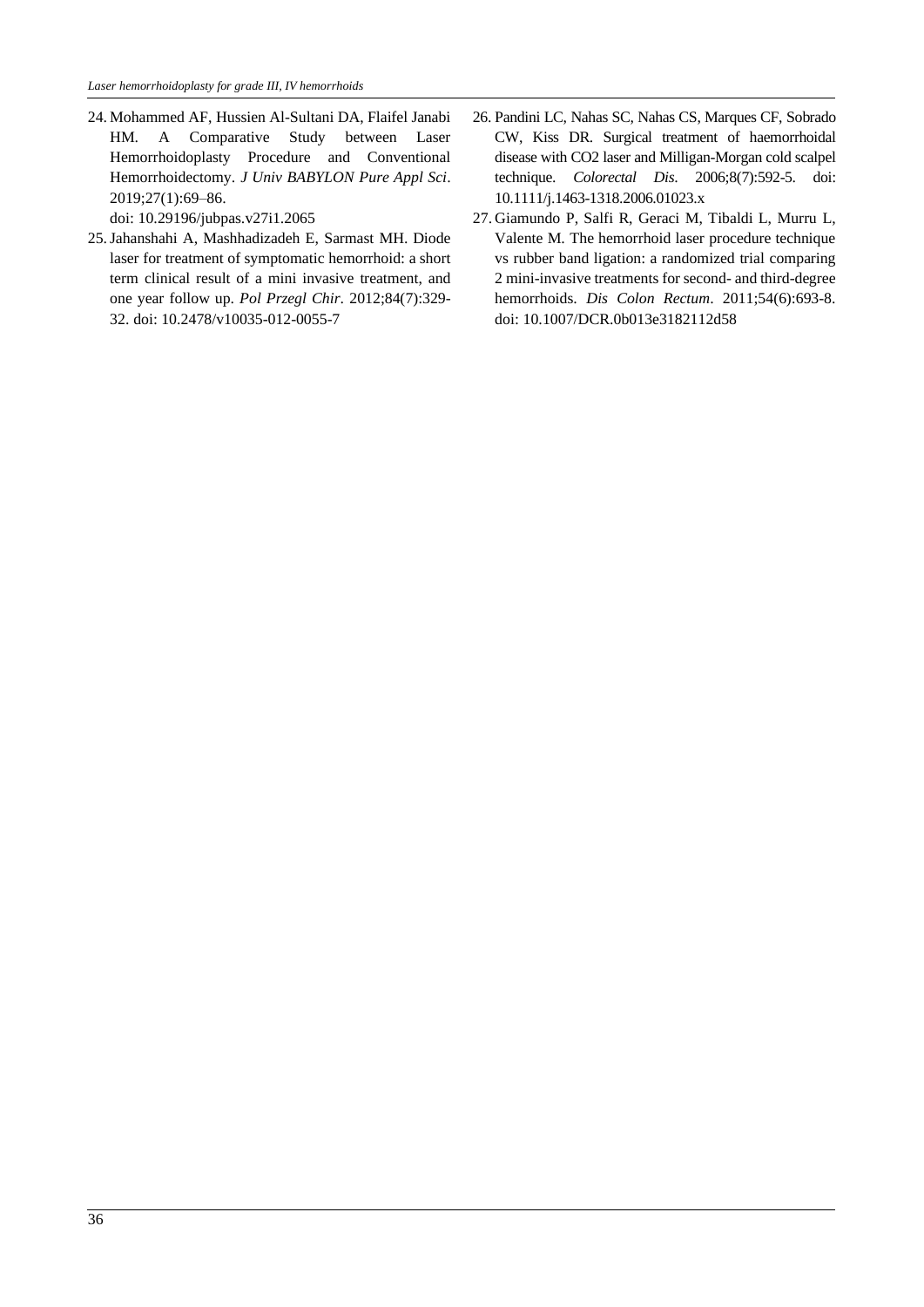24. Mohammed AF, Hussien Al-Sultani DA, Flaifel Janabi HM. A Comparative Study between Laser Hemorrhoidoplasty Procedure and Conventional Hemorrhoidectomy. *J Univ BABYLON Pure Appl Sci*. 2019;27(1):69–86. doi: 10.29196/jubpas.v27i1.2065
25. Jahanshahi A, Mashhadizadeh E, Sarmast MH. Diode laser for treatment of symptomatic hemorrhoid: a short term clinical result of a mini invasive treatment, and one year follow up. *Pol Przegl Chir*. 2012;84(7):329-32. doi: 10.2478/v10035-012-0055-7
26. Pandini LC, Nahas SC, Nahas CS, Marques CF, Sobrado CW, Kiss DR. Surgical treatment of haemorrhoidal disease with CO2 laser and Milligan-Morgan cold scalpel technique. *Colorectal Dis*. 2006;8(7):592-5. doi: 10.1111/j.1463-1318.2006.01023.x
27. Giamundo P, Salfi R, Geraci M, Tibaldi L, Murru L, Valente M. The hemorrhoid laser procedure technique vs rubber band ligation: a randomized trial comparing 2 mini-invasive treatments for second- and third-degree hemorrhoids. *Dis Colon Rectum*. 2011;54(6):693-8. doi: 10.1007/DCR.0b013e3182112d58